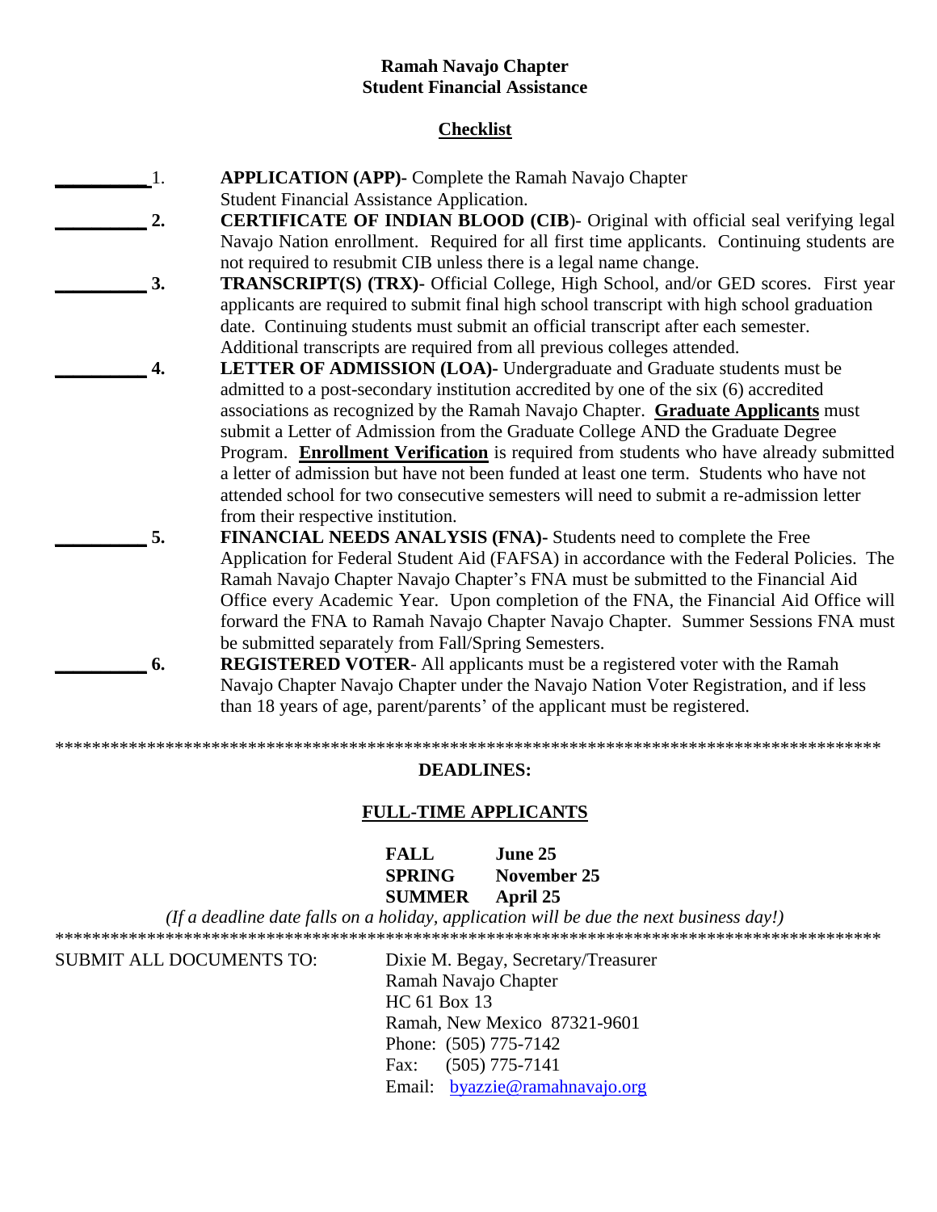**Ramah Navajo Chapter**
**Student Financial Assistance**

**Checklist**

__________1. **APPLICATION (APP)-** Complete the Ramah Navajo Chapter Student Financial Assistance Application.

__________**2.** **CERTIFICATE OF INDIAN BLOOD (CIB**)- Original with official seal verifying legal Navajo Nation enrollment. Required for all first time applicants. Continuing students are not required to resubmit CIB unless there is a legal name change.

__________**3.** **TRANSCRIPT(S) (TRX)-** Official College, High School, and/or GED scores. First year applicants are required to submit final high school transcript with high school graduation date. Continuing students must submit an official transcript after each semester. Additional transcripts are required from all previous colleges attended.

__________**4.** **LETTER OF ADMISSION (LOA)-** Undergraduate and Graduate students must be admitted to a post-secondary institution accredited by one of the six (6) accredited associations as recognized by the Ramah Navajo Chapter. **Graduate Applicants** must submit a Letter of Admission from the Graduate College AND the Graduate Degree Program. **Enrollment Verification** is required from students who have already submitted a letter of admission but have not been funded at least one term. Students who have not attended school for two consecutive semesters will need to submit a re-admission letter from their respective institution.

__________**5.** **FINANCIAL NEEDS ANALYSIS (FNA)-** Students need to complete the Free Application for Federal Student Aid (FAFSA) in accordance with the Federal Policies. The Ramah Navajo Chapter Navajo Chapter's FNA must be submitted to the Financial Aid Office every Academic Year. Upon completion of the FNA, the Financial Aid Office will forward the FNA to Ramah Navajo Chapter Navajo Chapter. Summer Sessions FNA must be submitted separately from Fall/Spring Semesters.

__________**6.** **REGISTERED VOTER**- All applicants must be a registered voter with the Ramah Navajo Chapter Navajo Chapter under the Navajo Nation Voter Registration, and if less than 18 years of age, parent/parents' of the applicant must be registered.

*******************************************************************************************

**DEADLINES:**

**FULL-TIME APPLICANTS**

| | |
|---|---|
| **FALL** | **June 25** |
| **SPRING** | **November 25** |
| **SUMMER** | **April 25** |

*(If a deadline date falls on a holiday, application will be due the next business day!)*

*******************************************************************************************

SUBMIT ALL DOCUMENTS TO:

Dixie M. Begay, Secretary/Treasurer
Ramah Navajo Chapter
HC 61 Box 13
Ramah, New Mexico 87321-9601
Phone: (505) 775-7142
Fax: (505) 775-7141
Email: byazzie@ramahnavajo.org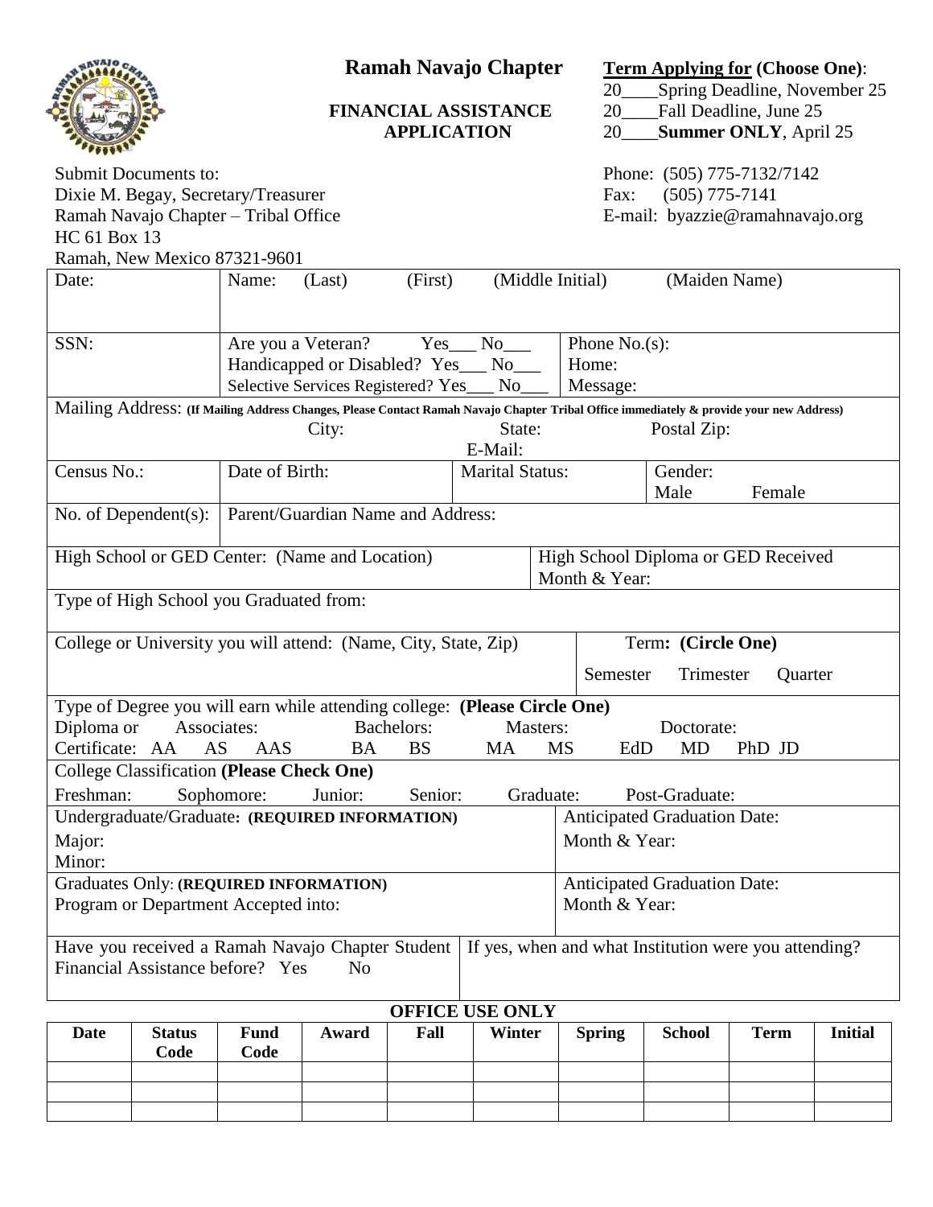# Ramah Navajo Chapter

**FINANCIAL ASSISTANCE APPLICATION**

**Term Applying for (Choose One)**:

20____Spring Deadline, November 25
20____Fall Deadline, June 25
20____**Summer ONLY**, April 25

Submit Documents to:
Dixie M. Begay, Secretary/Treasurer
Ramah Navajo Chapter – Tribal Office
HC 61 Box 13
Ramah, New Mexico 87321-9601

Phone: (505) 775-7132/7142
Fax: (505) 775-7141
E-mail: byazzie@ramahnavajo.org

Date:

Name: (Last) (First) (Middle Initial) (Maiden Name)

SSN:

Are you a Veteran? Yes___ No___
Handicapped or Disabled? Yes___ No___
Selective Services Registered? Yes___ No___

Phone No.(s):
Home:
Message:

Mailing Address: (If Mailing Address Changes, Please Contact Ramah Navajo Chapter Tribal Office immediately & provide your new Address)
City: State: Postal Zip:
E-Mail:

Census No.:

Date of Birth:

Marital Status:

Gender: Male Female

No. of Dependent(s):

Parent/Guardian Name and Address:

High School or GED Center: (Name and Location)

High School Diploma or GED Received Month & Year:

Type of High School you Graduated from:

College or University you will attend: (Name, City, State, Zip)

Term**: (Circle One)**
Semester Trimester Quarter

Type of Degree you will earn while attending college: **(Please Circle One)**
Diploma or Certificate: Associates: AA AS AAS Bachelors: BA BS Masters: MA MS Doctorate: EdD MD PhD JD

College Classification **(Please Check One)**
Freshman: Sophomore: Junior: Senior: Graduate: Post-Graduate:

Undergraduate/Graduate**: (REQUIRED INFORMATION)**
Major:
Minor:

Anticipated Graduation Date:
Month & Year:

Graduates Only: **(REQUIRED INFORMATION)**
Program or Department Accepted into:

Anticipated Graduation Date:
Month & Year:

Have you received a Ramah Navajo Chapter Student Financial Assistance before? Yes No

If yes, when and what Institution were you attending?

**OFFICE USE ONLY**

| Date | Status Code | Fund Code | Award | Fall | Winter | Spring | School | Term | Initial |
|---|---|---|---|---|---|---|---|---|---|
| | | | | | | | | | |
| | | | | | | | | | |
| | | | | | | | | | |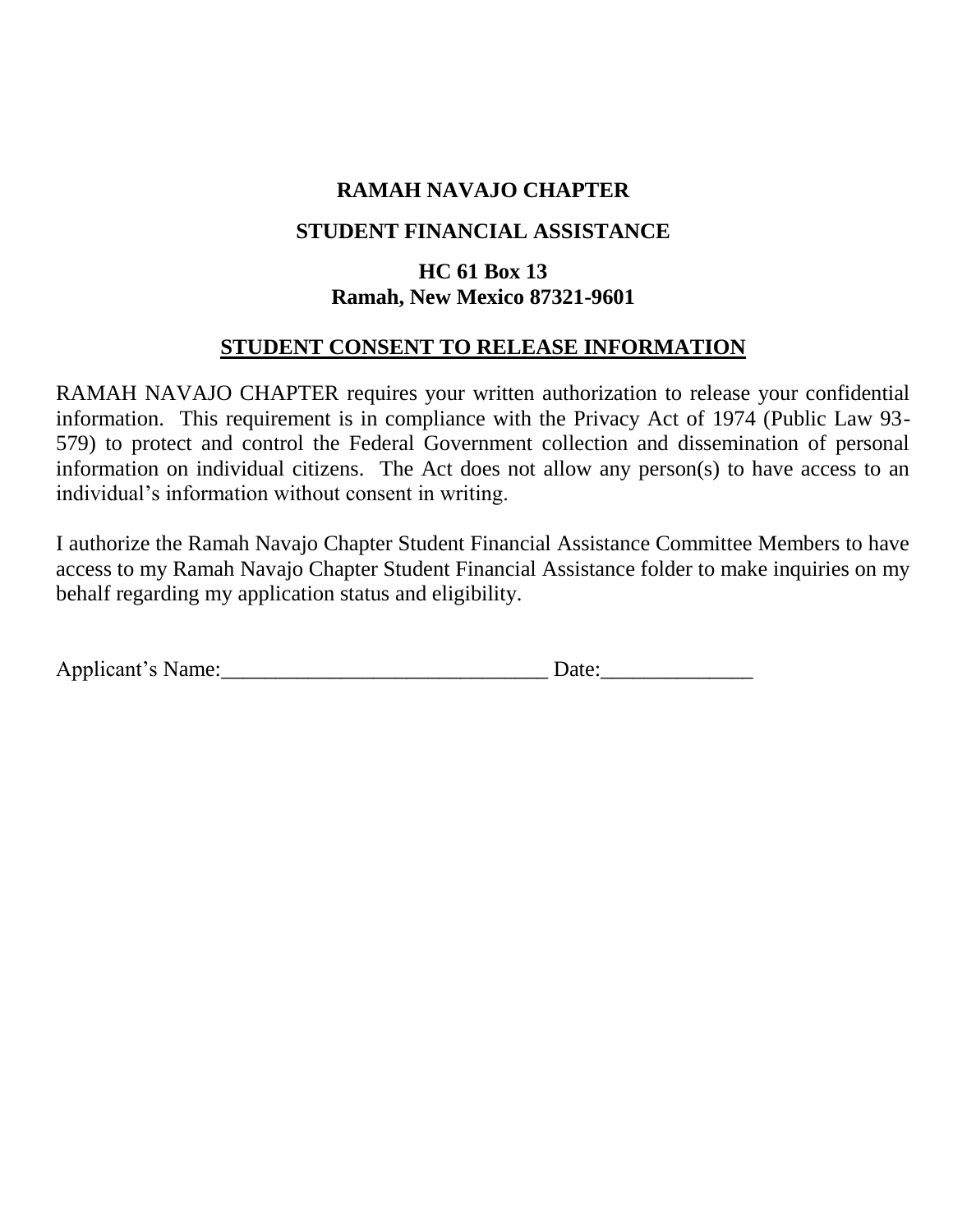**RAMAH NAVAJO CHAPTER**

**STUDENT FINANCIAL ASSISTANCE**

**HC 61 Box 13**
**Ramah, New Mexico 87321-9601**

## STUDENT CONSENT TO RELEASE INFORMATION

RAMAH NAVAJO CHAPTER requires your written authorization to release your confidential information. This requirement is in compliance with the Privacy Act of 1974 (Public Law 93-579) to protect and control the Federal Government collection and dissemination of personal information on individual citizens. The Act does not allow any person(s) to have access to an individual's information without consent in writing.

I authorize the Ramah Navajo Chapter Student Financial Assistance Committee Members to have access to my Ramah Navajo Chapter Student Financial Assistance folder to make inquiries on my behalf regarding my application status and eligibility.

Applicant's Name:______________________________ Date:______________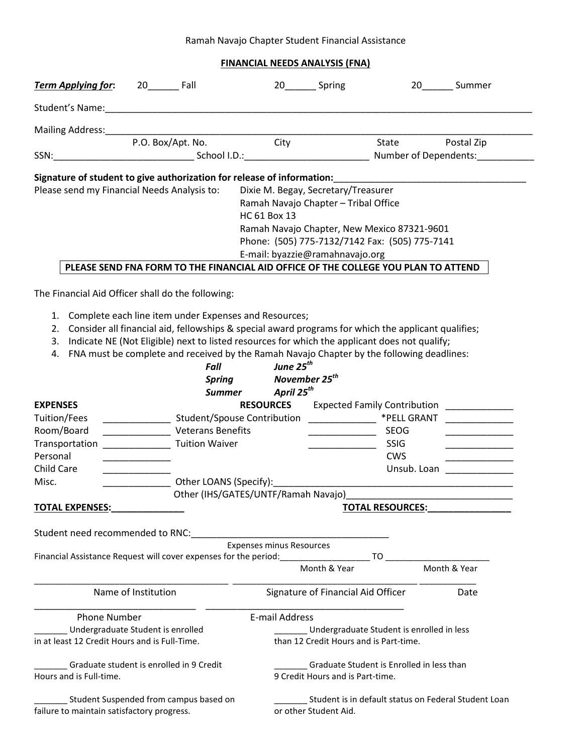Ramah Navajo Chapter Student Financial Assistance

**FINANCIAL NEEDS ANALYSIS (FNA)**

***Term Applying for*:** 20______ Fall 20______ Spring 20______ Summer

Student's Name:_______________________________________________________________________________

Mailing Address:_______________________________________________________________________________

P.O. Box/Apt. No. City State Postal Zip

SSN:___________________________ School I.D.:________________________ Number of Dependents:___________

**Signature of student to give authorization for release of information:**_____________________________________

Please send my Financial Needs Analysis to:

Dixie M. Begay, Secretary/Treasurer
Ramah Navajo Chapter – Tribal Office
HC 61 Box 13
Ramah Navajo Chapter, New Mexico 87321-9601
Phone: (505) 775-7132/7142 Fax: (505) 775-7141
E-mail: byazzie@ramahnavajo.org

**PLEASE SEND FNA FORM TO THE FINANCIAL AID OFFICE OF THE COLLEGE YOU PLAN TO ATTEND**

The Financial Aid Officer shall do the following:

1. Complete each line item under Expenses and Resources;
2. Consider all financial aid, fellowships & special award programs for which the applicant qualifies;
3. Indicate NE (Not Eligible) next to listed resources for which the applicant does not qualify;
4. FNA must be complete and received by the Ramah Navajo Chapter by the following deadlines:

| | |
|---|---|
| ***Fall*** | ***June 25th*** |
| ***Spring*** | ***November 25th*** |
| ***Summer*** | ***April 25th*** |

| **EXPENSES** | | **RESOURCES** | | | |
|---|---|---|---|---|---|
| | | | | Expected Family Contribution | _____________ |
| Tuition/Fees | _____________ | Student/Spouse Contribution | _____________ | *PELL GRANT | _____________ |
| Room/Board | _____________ | Veterans Benefits | _____________ | SEOG | _____________ |
| Transportation | _____________ | Tuition Waiver | _____________ | SSIG | _____________ |
| Personal | _____________ | | | CWS | _____________ |
| Child Care | _____________ | | | Unsub. Loan | _____________ |
| Misc. | _____________ | Other LOANS (Specify):_____________________ | | | |
| | | Other (IHS/GATES/UNTF/Ramah Navajo)_____________ | | | |

**TOTAL EXPENSES:______________** **TOTAL RESOURCES:________________**

Student need recommended to RNC:_______________________________________
Expenses minus Resources

Financial Assistance Request will cover expenses for the period:__________________ TO _____________________
Month & Year Month & Year

_______________________________________ _______________________________________ ___________
Name of Institution Signature of Financial Aid Officer Date

_______________________________ _______________________________________
Phone Number E-mail Address

_______ Undergraduate Student is enrolled in at least 12 Credit Hours and is Full-Time.

_______ Undergraduate Student is enrolled in less than 12 Credit Hours and is Part-time.

_______ Graduate student is enrolled in 9 Credit Hours and is Full-time.

_______ Graduate Student is Enrolled in less than 9 Credit Hours and is Part-time.

_______ Student Suspended from campus based on failure to maintain satisfactory progress.

_______ Student is in default status on Federal Student Loan or other Student Aid.